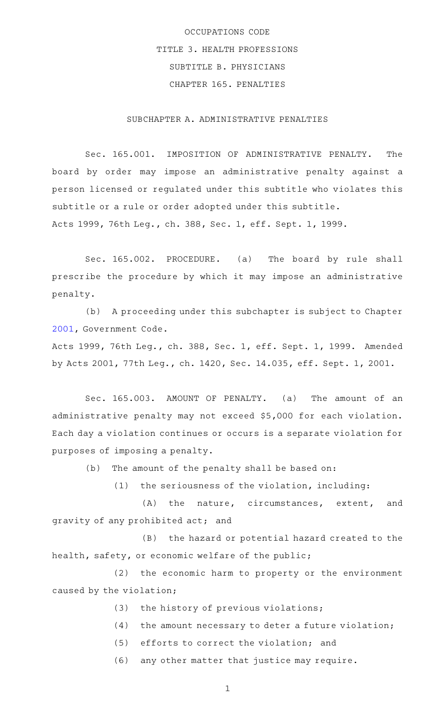# OCCUPATIONS CODE

# TITLE 3. HEALTH PROFESSIONS

## SUBTITLE B. PHYSICIANS

## CHAPTER 165. PENALTIES

### SUBCHAPTER A. ADMINISTRATIVE PENALTIES

Sec. 165.001. IMPOSITION OF ADMINISTRATIVE PENALTY. The board by order may impose an administrative penalty against a person licensed or regulated under this subtitle who violates this subtitle or a rule or order adopted under this subtitle.

Acts 1999, 76th Leg., ch. 388, Sec. 1, eff. Sept. 1, 1999.

Sec. 165.002. PROCEDURE. (a) The board by rule shall prescribe the procedure by which it may impose an administrative penalty.

(b) A proceeding under this subchapter is subject to Chapter 2001, Government Code.

Acts 1999, 76th Leg., ch. 388, Sec. 1, eff. Sept. 1, 1999. Amended by Acts 2001, 77th Leg., ch. 1420, Sec. 14.035, eff. Sept. 1, 2001.

Sec. 165.003. AMOUNT OF PENALTY. (a) The amount of an administrative penalty may not exceed $5,000 for each violation. Each day a violation continues or occurs is a separate violation for purposes of imposing a penalty.

(b) The amount of the penalty shall be based on:

(1) the seriousness of the violation, including:

(A) the nature, circumstances, extent, and gravity of any prohibited act; and

(B) the hazard or potential hazard created to the health, safety, or economic welfare of the public;

(2) the economic harm to property or the environment caused by the violation;

(3) the history of previous violations;

(4) the amount necessary to deter a future violation;

(5) efforts to correct the violation; and

(6) any other matter that justice may require.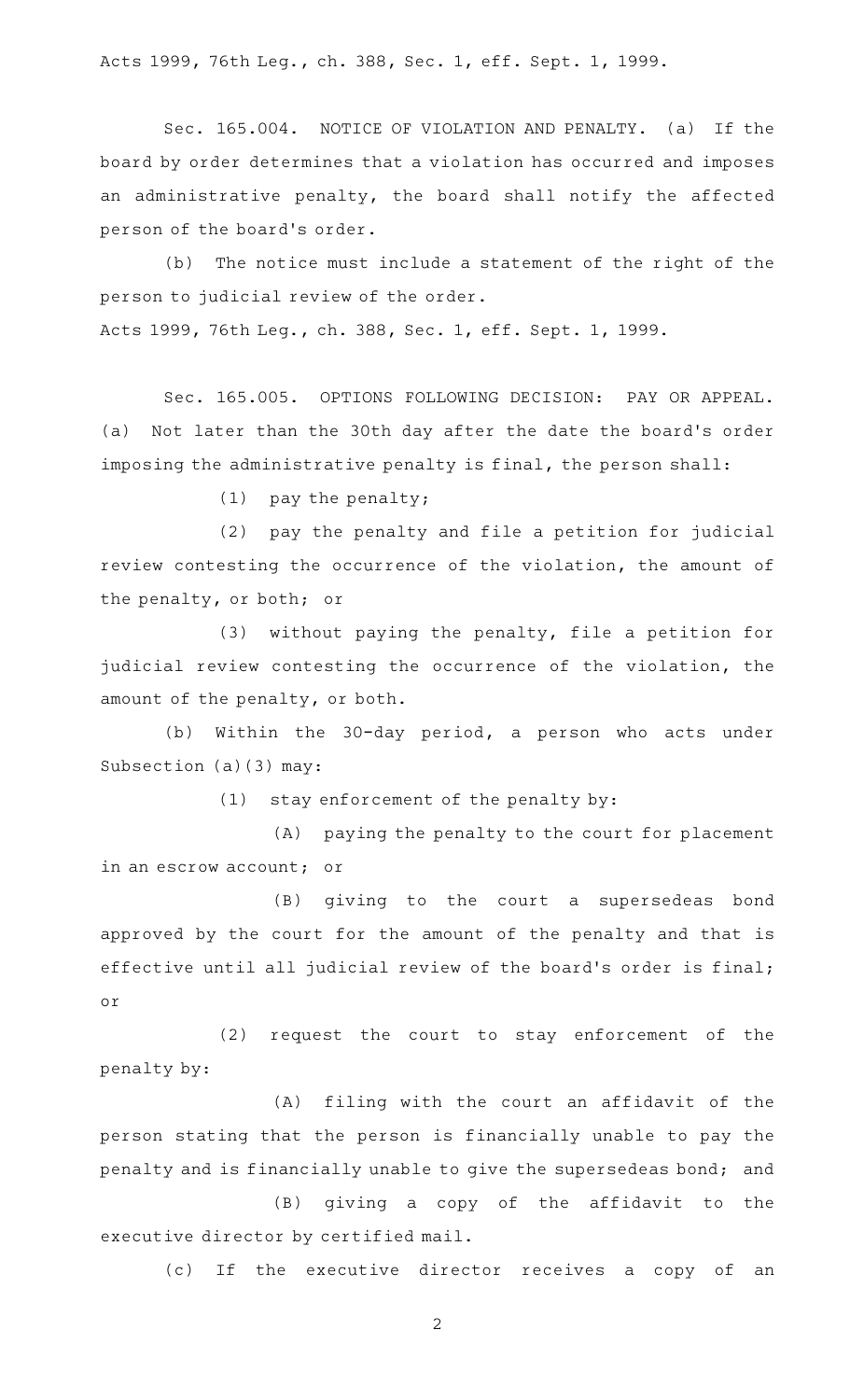Acts 1999, 76th Leg., ch. 388, Sec. 1, eff. Sept. 1, 1999.

Sec. 165.004. NOTICE OF VIOLATION AND PENALTY. (a) If the board by order determines that a violation has occurred and imposes an administrative penalty, the board shall notify the affected person of the board's order.

(b) The notice must include a statement of the right of the person to judicial review of the order.

Acts 1999, 76th Leg., ch. 388, Sec. 1, eff. Sept. 1, 1999.

Sec. 165.005. OPTIONS FOLLOWING DECISION: PAY OR APPEAL. (a) Not later than the 30th day after the date the board's order imposing the administrative penalty is final, the person shall:

(1) pay the penalty;

(2) pay the penalty and file a petition for judicial review contesting the occurrence of the violation, the amount of the penalty, or both; or

(3) without paying the penalty, file a petition for judicial review contesting the occurrence of the violation, the amount of the penalty, or both.

(b) Within the 30-day period, a person who acts under Subsection (a)(3) may:

(1) stay enforcement of the penalty by:

(A) paying the penalty to the court for placement in an escrow account; or

(B) giving to the court a supersedeas bond approved by the court for the amount of the penalty and that is effective until all judicial review of the board's order is final; or

(2) request the court to stay enforcement of the penalty by:

(A) filing with the court an affidavit of the person stating that the person is financially unable to pay the penalty and is financially unable to give the supersedeas bond; and

(B) giving a copy of the affidavit to the executive director by certified mail.

(c) If the executive director receives a copy of an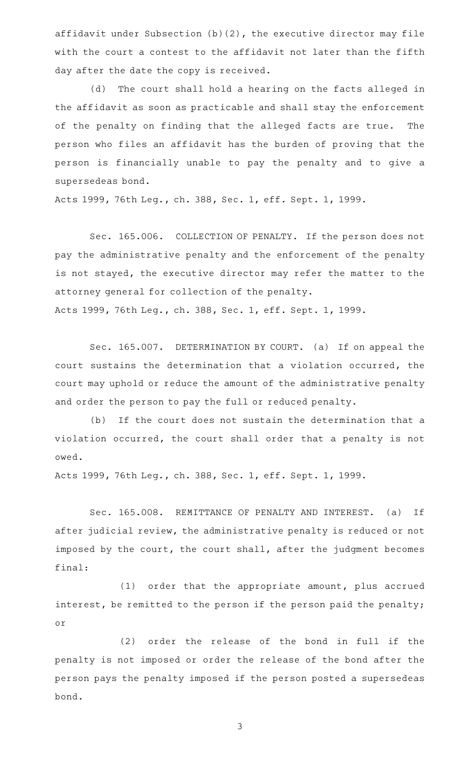affidavit under Subsection (b)(2), the executive director may file with the court a contest to the affidavit not later than the fifth day after the date the copy is received.

(d) The court shall hold a hearing on the facts alleged in the affidavit as soon as practicable and shall stay the enforcement of the penalty on finding that the alleged facts are true. The person who files an affidavit has the burden of proving that the person is financially unable to pay the penalty and to give a supersedeas bond.

Acts 1999, 76th Leg., ch. 388, Sec. 1, eff. Sept. 1, 1999.

Sec. 165.006. COLLECTION OF PENALTY. If the person does not pay the administrative penalty and the enforcement of the penalty is not stayed, the executive director may refer the matter to the attorney general for collection of the penalty.

Acts 1999, 76th Leg., ch. 388, Sec. 1, eff. Sept. 1, 1999.

Sec. 165.007. DETERMINATION BY COURT. (a) If on appeal the court sustains the determination that a violation occurred, the court may uphold or reduce the amount of the administrative penalty and order the person to pay the full or reduced penalty.

(b) If the court does not sustain the determination that a violation occurred, the court shall order that a penalty is not owed.

Acts 1999, 76th Leg., ch. 388, Sec. 1, eff. Sept. 1, 1999.

Sec. 165.008. REMITTANCE OF PENALTY AND INTEREST. (a) If after judicial review, the administrative penalty is reduced or not imposed by the court, the court shall, after the judgment becomes final:

(1) order that the appropriate amount, plus accrued interest, be remitted to the person if the person paid the penalty; or

(2) order the release of the bond in full if the penalty is not imposed or order the release of the bond after the person pays the penalty imposed if the person posted a supersedeas bond.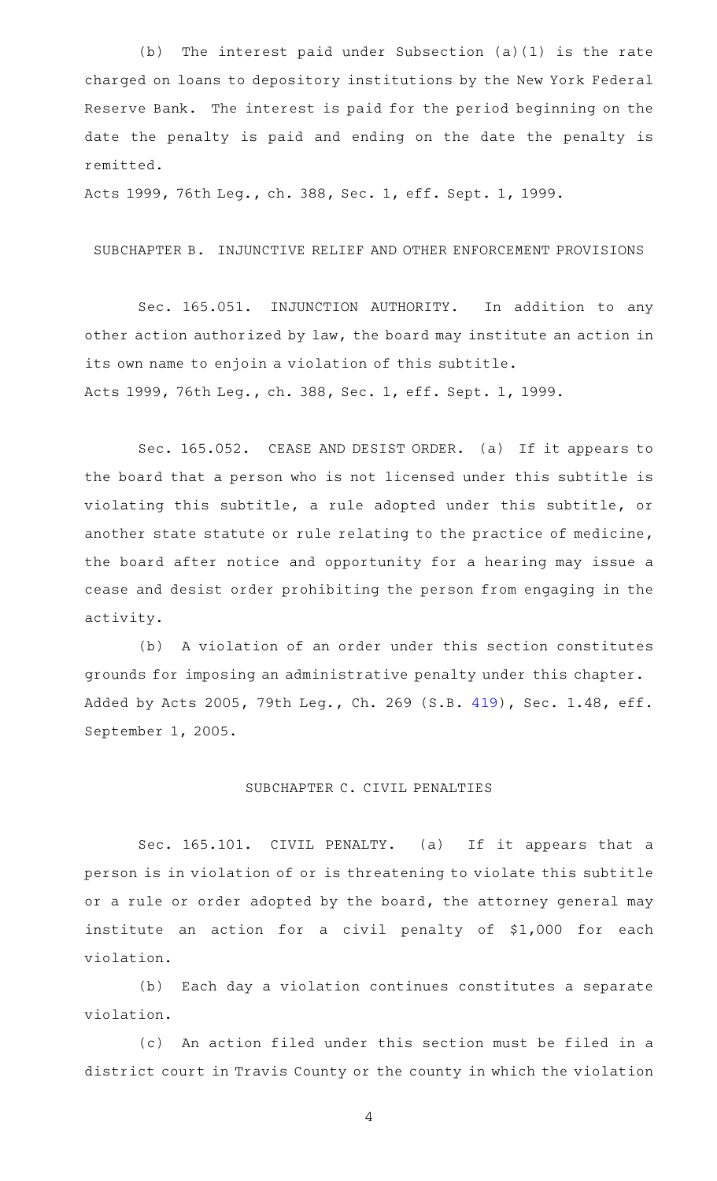(b) The interest paid under Subsection (a)(1) is the rate charged on loans to depository institutions by the New York Federal Reserve Bank. The interest is paid for the period beginning on the date the penalty is paid and ending on the date the penalty is remitted.

Acts 1999, 76th Leg., ch. 388, Sec. 1, eff. Sept. 1, 1999.

SUBCHAPTER B. INJUNCTIVE RELIEF AND OTHER ENFORCEMENT PROVISIONS

Sec. 165.051. INJUNCTION AUTHORITY. In addition to any other action authorized by law, the board may institute an action in its own name to enjoin a violation of this subtitle.

Acts 1999, 76th Leg., ch. 388, Sec. 1, eff. Sept. 1, 1999.

Sec. 165.052. CEASE AND DESIST ORDER. (a) If it appears to the board that a person who is not licensed under this subtitle is violating this subtitle, a rule adopted under this subtitle, or another state statute or rule relating to the practice of medicine, the board after notice and opportunity for a hearing may issue a cease and desist order prohibiting the person from engaging in the activity.

(b) A violation of an order under this section constitutes grounds for imposing an administrative penalty under this chapter.

Added by Acts 2005, 79th Leg., Ch. 269 (S.B. 419), Sec. 1.48, eff. September 1, 2005.

SUBCHAPTER C. CIVIL PENALTIES

Sec. 165.101. CIVIL PENALTY. (a) If it appears that a person is in violation of or is threatening to violate this subtitle or a rule or order adopted by the board, the attorney general may institute an action for a civil penalty of $1,000 for each violation.

(b) Each day a violation continues constitutes a separate violation.

(c) An action filed under this section must be filed in a district court in Travis County or the county in which the violation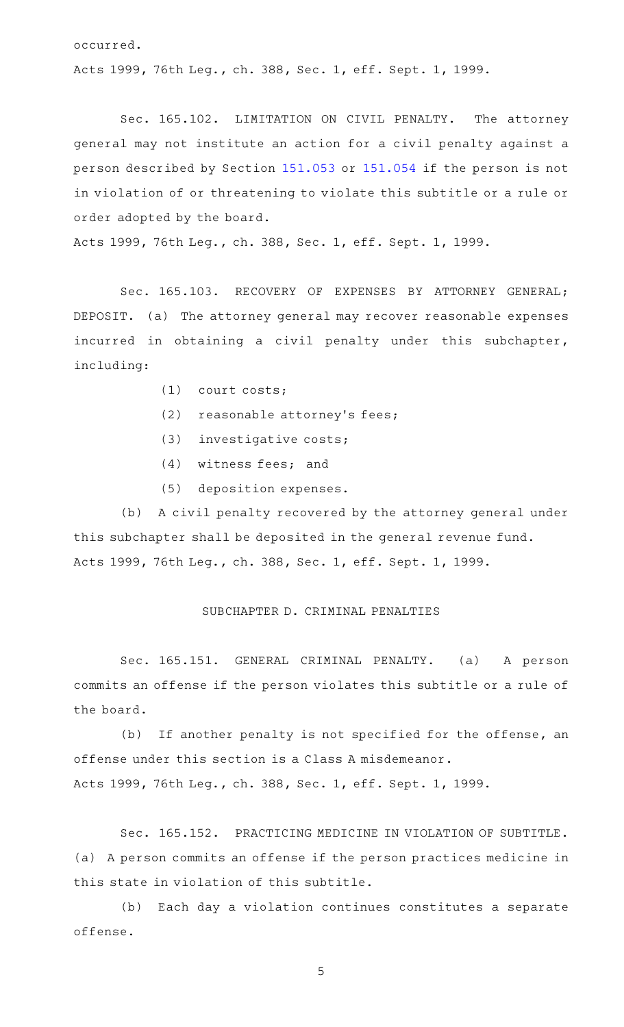occurred.

Acts 1999, 76th Leg., ch. 388, Sec. 1, eff. Sept. 1, 1999.

Sec. 165.102. LIMITATION ON CIVIL PENALTY. The attorney general may not institute an action for a civil penalty against a person described by Section 151.053 or 151.054 if the person is not in violation of or threatening to violate this subtitle or a rule or order adopted by the board.

Acts 1999, 76th Leg., ch. 388, Sec. 1, eff. Sept. 1, 1999.

Sec. 165.103. RECOVERY OF EXPENSES BY ATTORNEY GENERAL; DEPOSIT. (a) The attorney general may recover reasonable expenses incurred in obtaining a civil penalty under this subchapter, including:

(1) court costs;

(2) reasonable attorney's fees;

(3) investigative costs;

(4) witness fees; and

(5) deposition expenses.

(b) A civil penalty recovered by the attorney general under this subchapter shall be deposited in the general revenue fund.

Acts 1999, 76th Leg., ch. 388, Sec. 1, eff. Sept. 1, 1999.

## SUBCHAPTER D. CRIMINAL PENALTIES

Sec. 165.151. GENERAL CRIMINAL PENALTY. (a) A person commits an offense if the person violates this subtitle or a rule of the board.

(b) If another penalty is not specified for the offense, an offense under this section is a Class A misdemeanor.

Acts 1999, 76th Leg., ch. 388, Sec. 1, eff. Sept. 1, 1999.

Sec. 165.152. PRACTICING MEDICINE IN VIOLATION OF SUBTITLE. (a) A person commits an offense if the person practices medicine in this state in violation of this subtitle.

(b) Each day a violation continues constitutes a separate offense.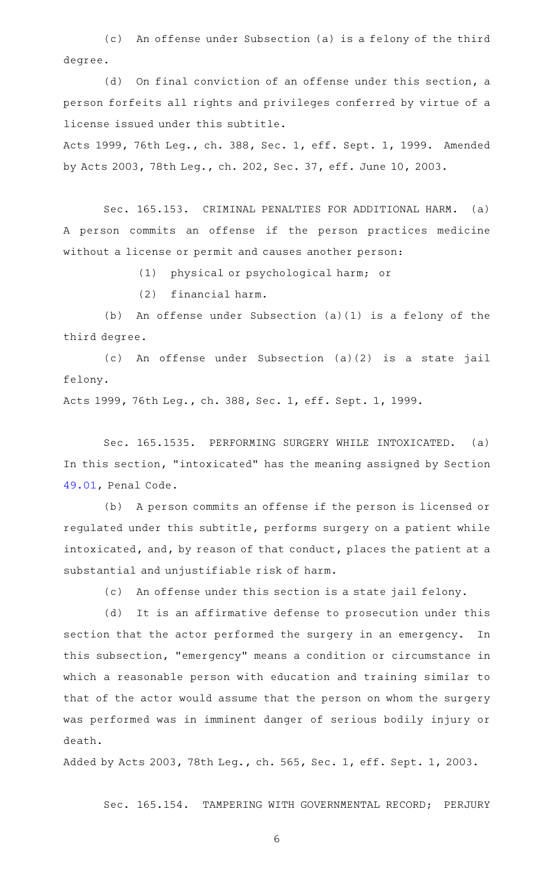(c) An offense under Subsection (a) is a felony of the third degree.

(d) On final conviction of an offense under this section, a person forfeits all rights and privileges conferred by virtue of a license issued under this subtitle.

Acts 1999, 76th Leg., ch. 388, Sec. 1, eff. Sept. 1, 1999. Amended by Acts 2003, 78th Leg., ch. 202, Sec. 37, eff. June 10, 2003.

Sec. 165.153. CRIMINAL PENALTIES FOR ADDITIONAL HARM. (a) A person commits an offense if the person practices medicine without a license or permit and causes another person:

(1) physical or psychological harm; or

(2) financial harm.

(b) An offense under Subsection (a)(1) is a felony of the third degree.

(c) An offense under Subsection (a)(2) is a state jail felony.

Acts 1999, 76th Leg., ch. 388, Sec. 1, eff. Sept. 1, 1999.

Sec. 165.1535. PERFORMING SURGERY WHILE INTOXICATED. (a) In this section, "intoxicated" has the meaning assigned by Section 49.01, Penal Code.

(b) A person commits an offense if the person is licensed or regulated under this subtitle, performs surgery on a patient while intoxicated, and, by reason of that conduct, places the patient at a substantial and unjustifiable risk of harm.

(c) An offense under this section is a state jail felony.

(d) It is an affirmative defense to prosecution under this section that the actor performed the surgery in an emergency. In this subsection, "emergency" means a condition or circumstance in which a reasonable person with education and training similar to that of the actor would assume that the person on whom the surgery was performed was in imminent danger of serious bodily injury or death.

Added by Acts 2003, 78th Leg., ch. 565, Sec. 1, eff. Sept. 1, 2003.

Sec. 165.154. TAMPERING WITH GOVERNMENTAL RECORD; PERJURY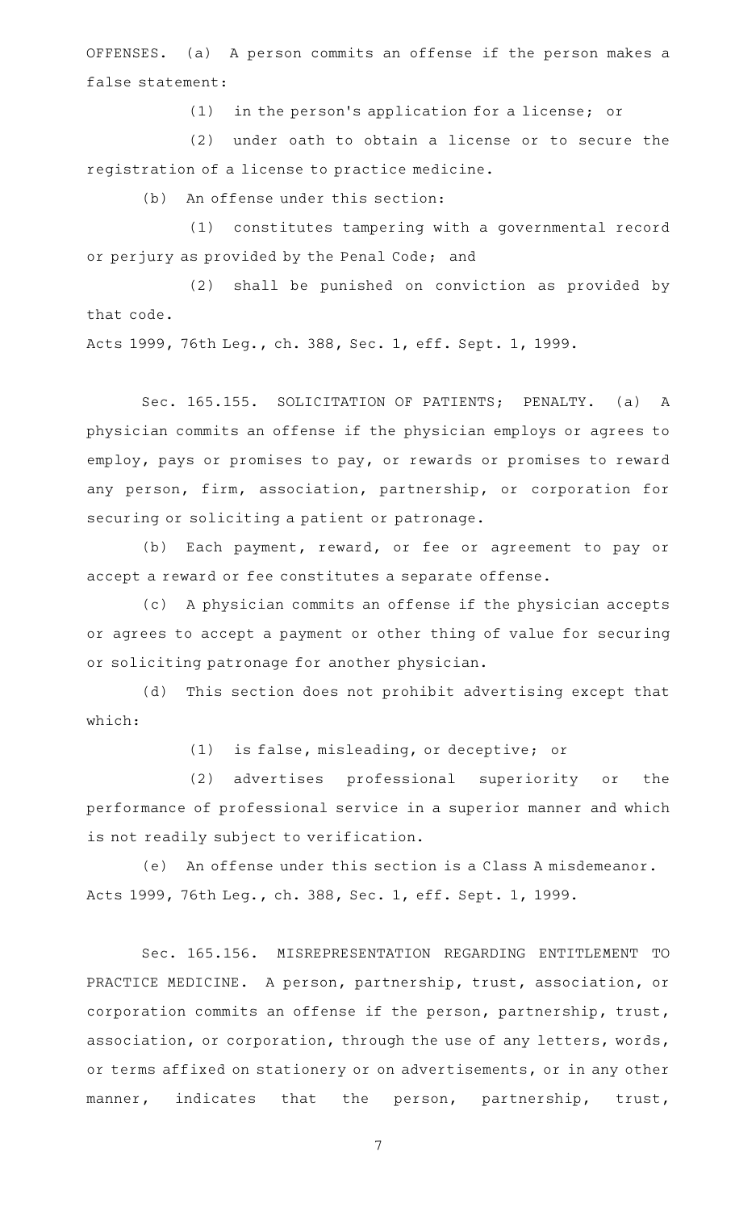OFFENSES. (a) A person commits an offense if the person makes a false statement:

(1) in the person's application for a license; or

(2) under oath to obtain a license or to secure the registration of a license to practice medicine.

(b) An offense under this section:

(1) constitutes tampering with a governmental record or perjury as provided by the Penal Code; and

(2) shall be punished on conviction as provided by that code.

Acts 1999, 76th Leg., ch. 388, Sec. 1, eff. Sept. 1, 1999.

Sec. 165.155. SOLICITATION OF PATIENTS; PENALTY. (a) A physician commits an offense if the physician employs or agrees to employ, pays or promises to pay, or rewards or promises to reward any person, firm, association, partnership, or corporation for securing or soliciting a patient or patronage.

(b) Each payment, reward, or fee or agreement to pay or accept a reward or fee constitutes a separate offense.

(c) A physician commits an offense if the physician accepts or agrees to accept a payment or other thing of value for securing or soliciting patronage for another physician.

(d) This section does not prohibit advertising except that which:

(1) is false, misleading, or deceptive; or

(2) advertises professional superiority or the performance of professional service in a superior manner and which is not readily subject to verification.

(e) An offense under this section is a Class A misdemeanor.

Acts 1999, 76th Leg., ch. 388, Sec. 1, eff. Sept. 1, 1999.

Sec. 165.156. MISREPRESENTATION REGARDING ENTITLEMENT TO PRACTICE MEDICINE. A person, partnership, trust, association, or corporation commits an offense if the person, partnership, trust, association, or corporation, through the use of any letters, words, or terms affixed on stationery or on advertisements, or in any other manner, indicates that the person, partnership, trust,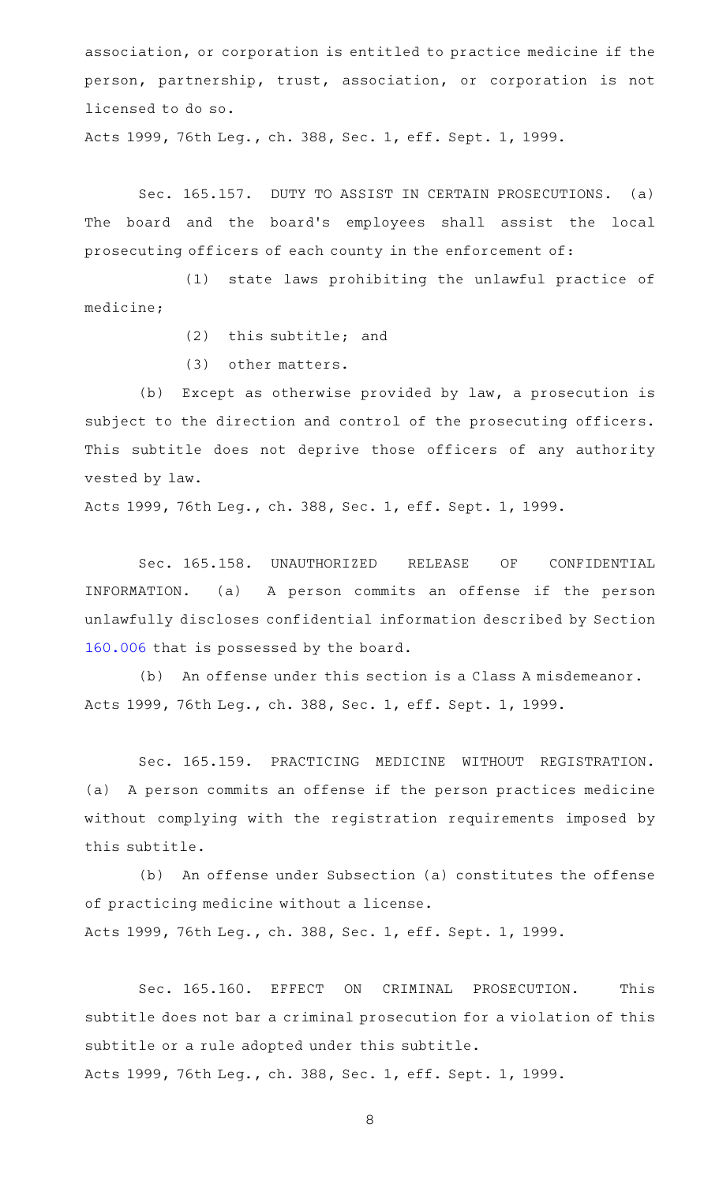association, or corporation is entitled to practice medicine if the person, partnership, trust, association, or corporation is not licensed to do so.

Acts 1999, 76th Leg., ch. 388, Sec. 1, eff. Sept. 1, 1999.

Sec. 165.157. DUTY TO ASSIST IN CERTAIN PROSECUTIONS. (a) The board and the board's employees shall assist the local prosecuting officers of each county in the enforcement of:

(1) state laws prohibiting the unlawful practice of medicine;

(2) this subtitle; and

(3) other matters.

(b) Except as otherwise provided by law, a prosecution is subject to the direction and control of the prosecuting officers. This subtitle does not deprive those officers of any authority vested by law.

Acts 1999, 76th Leg., ch. 388, Sec. 1, eff. Sept. 1, 1999.

Sec. 165.158. UNAUTHORIZED RELEASE OF CONFIDENTIAL INFORMATION. (a) A person commits an offense if the person unlawfully discloses confidential information described by Section 160.006 that is possessed by the board.

(b) An offense under this section is a Class A misdemeanor.

Acts 1999, 76th Leg., ch. 388, Sec. 1, eff. Sept. 1, 1999.

Sec. 165.159. PRACTICING MEDICINE WITHOUT REGISTRATION. (a) A person commits an offense if the person practices medicine without complying with the registration requirements imposed by this subtitle.

(b) An offense under Subsection (a) constitutes the offense of practicing medicine without a license.

Acts 1999, 76th Leg., ch. 388, Sec. 1, eff. Sept. 1, 1999.

Sec. 165.160. EFFECT ON CRIMINAL PROSECUTION. This subtitle does not bar a criminal prosecution for a violation of this subtitle or a rule adopted under this subtitle.

Acts 1999, 76th Leg., ch. 388, Sec. 1, eff. Sept. 1, 1999.